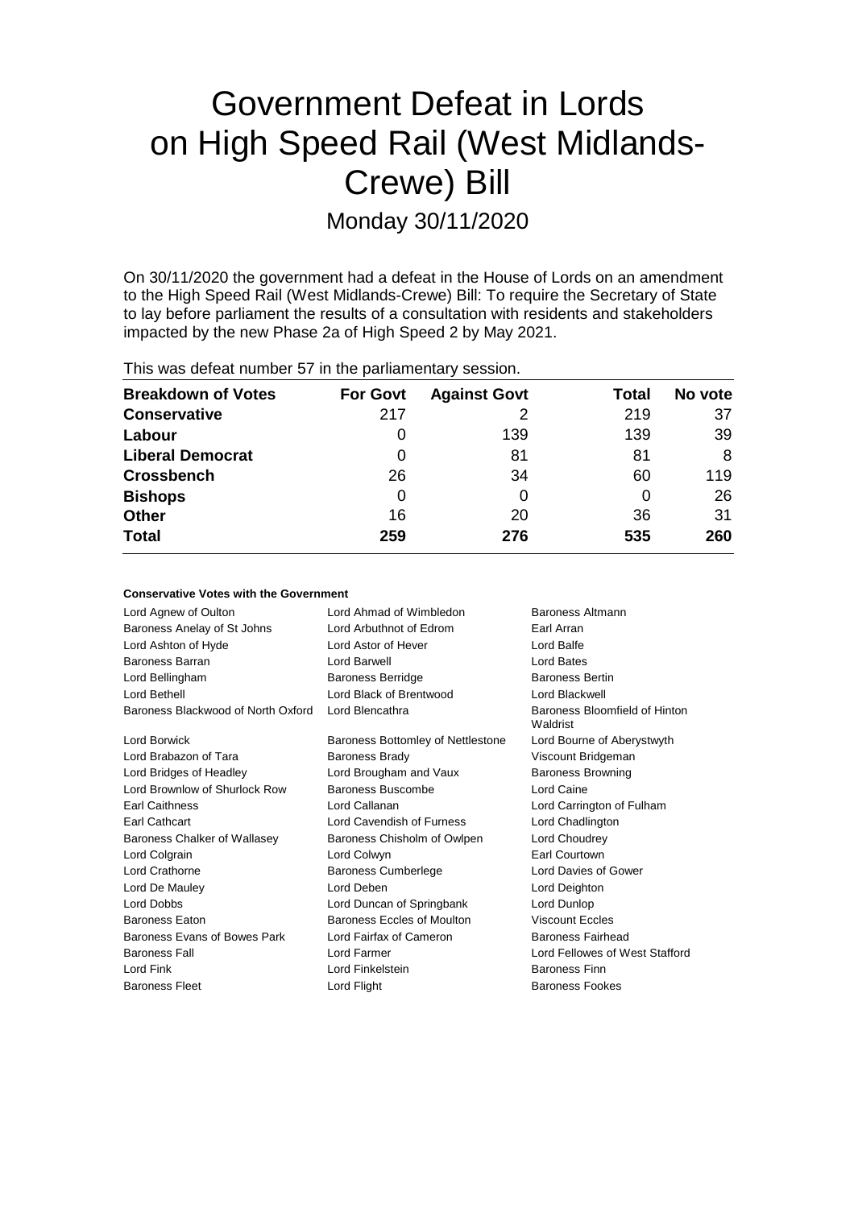# Government Defeat in Lords on High Speed Rail (West Midlands-Crewe) Bill

Monday 30/11/2020

On 30/11/2020 the government had a defeat in the House of Lords on an amendment to the High Speed Rail (West Midlands-Crewe) Bill: To require the Secretary of State to lay before parliament the results of a consultation with residents and stakeholders impacted by the new Phase 2a of High Speed 2 by May 2021.

This was defeat number 57 in the parliamentary session.

| Breakdown of Votes | For Govt | Against Govt | Total | No vote |
|---|---|---|---|---|
| **Conservative** | 217 | 2 | 219 | 37 |
| **Labour** | 0 | 139 | 139 | 39 |
| **Liberal Democrat** | 0 | 81 | 81 | 8 |
| **Crossbench** | 26 | 34 | 60 | 119 |
| **Bishops** | 0 | 0 | 0 | 26 |
| **Other** | 16 | 20 | 36 | 31 |
| **Total** | 259 | 276 | 535 | 260 |

**Conservative Votes with the Government**

| | | |
|---|---|---|
| Lord Agnew of Oulton | Lord Ahmad of Wimbledon | Baroness Altmann |
| Baroness Anelay of St Johns | Lord Arbuthnot of Edrom | Earl Arran |
| Lord Ashton of Hyde | Lord Astor of Hever | Lord Balfe |
| Baroness Barran | Lord Barwell | Lord Bates |
| Lord Bellingham | Baroness Berridge | Baroness Bertin |
| Lord Bethell | Lord Black of Brentwood | Lord Blackwell |
| Baroness Blackwood of North Oxford | Lord Blencathra | Baroness Bloomfield of Hinton Waldrist |
| Lord Borwick | Baroness Bottomley of Nettlestone | Lord Bourne of Aberystwyth |
| Lord Brabazon of Tara | Baroness Brady | Viscount Bridgeman |
| Lord Bridges of Headley | Lord Brougham and Vaux | Baroness Browning |
| Lord Brownlow of Shurlock Row | Baroness Buscombe | Lord Caine |
| Earl Caithness | Lord Callanan | Lord Carrington of Fulham |
| Earl Cathcart | Lord Cavendish of Furness | Lord Chadlington |
| Baroness Chalker of Wallasey | Baroness Chisholm of Owlpen | Lord Choudrey |
| Lord Colgrain | Lord Colwyn | Earl Courtown |
| Lord Crathorne | Baroness Cumberlege | Lord Davies of Gower |
| Lord De Mauley | Lord Deben | Lord Deighton |
| Lord Dobbs | Lord Duncan of Springbank | Lord Dunlop |
| Baroness Eaton | Baroness Eccles of Moulton | Viscount Eccles |
| Baroness Evans of Bowes Park | Lord Fairfax of Cameron | Baroness Fairhead |
| Baroness Fall | Lord Farmer | Lord Fellowes of West Stafford |
| Lord Fink | Lord Finkelstein | Baroness Finn |
| Baroness Fleet | Lord Flight | Baroness Fookes |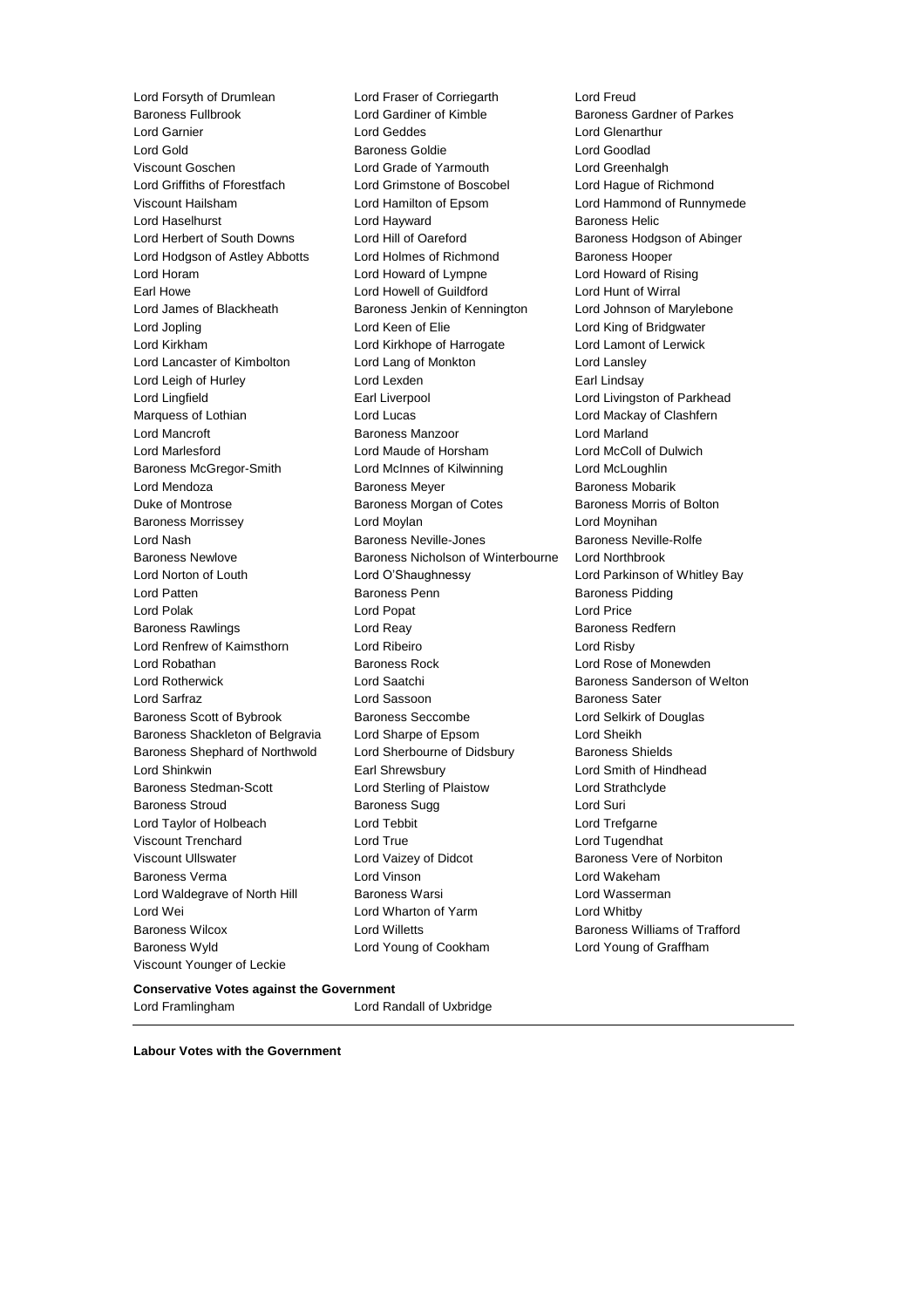Lord Forsyth of Drumlean
Lord Fraser of Corriegarth
Lord Freud
Baroness Fullbrook
Lord Gardiner of Kimble
Baroness Gardner of Parkes
Lord Garnier
Lord Geddes
Lord Glenarthur
Lord Gold
Baroness Goldie
Lord Goodlad
Viscount Goschen
Lord Grade of Yarmouth
Lord Greenhalgh
Lord Griffiths of Fforestfach
Lord Grimstone of Boscobel
Lord Hague of Richmond
Viscount Hailsham
Lord Hamilton of Epsom
Lord Hammond of Runnymede
Lord Haselhurst
Lord Hayward
Baroness Helic
Lord Herbert of South Downs
Lord Hill of Oareford
Baroness Hodgson of Abinger
Lord Hodgson of Astley Abbotts
Lord Holmes of Richmond
Baroness Hooper
Lord Horam
Lord Howard of Lympne
Lord Howard of Rising
Earl Howe
Lord Howell of Guildford
Lord Hunt of Wirral
Lord James of Blackheath
Baroness Jenkin of Kennington
Lord Johnson of Marylebone
Lord Jopling
Lord Keen of Elie
Lord King of Bridgwater
Lord Kirkham
Lord Kirkhope of Harrogate
Lord Lamont of Lerwick
Lord Lancaster of Kimbolton
Lord Lang of Monkton
Lord Lansley
Lord Leigh of Hurley
Lord Lexden
Earl Lindsay
Lord Lingfield
Earl Liverpool
Lord Livingston of Parkhead
Marquess of Lothian
Lord Lucas
Lord Mackay of Clashfern
Lord Mancroft
Baroness Manzoor
Lord Marland
Lord Marlesford
Lord Maude of Horsham
Lord McColl of Dulwich
Baroness McGregor-Smith
Lord McInnes of Kilwinning
Lord McLoughlin
Lord Mendoza
Baroness Meyer
Baroness Mobarik
Duke of Montrose
Baroness Morgan of Cotes
Baroness Morris of Bolton
Baroness Morrissey
Lord Moylan
Lord Moynihan
Lord Nash
Baroness Neville-Jones
Baroness Neville-Rolfe
Baroness Newlove
Baroness Nicholson of Winterbourne
Lord Northbrook
Lord Norton of Louth
Lord O'Shaughnessy
Lord Parkinson of Whitley Bay
Lord Patten
Baroness Penn
Baroness Pidding
Lord Polak
Lord Popat
Lord Price
Baroness Rawlings
Lord Reay
Baroness Redfern
Lord Renfrew of Kaimsthorn
Lord Ribeiro
Lord Risby
Lord Robathan
Baroness Rock
Lord Rose of Monewden
Lord Rotherwick
Lord Saatchi
Baroness Sanderson of Welton
Lord Sarfraz
Lord Sassoon
Baroness Sater
Baroness Scott of Bybrook
Baroness Seccombe
Lord Selkirk of Douglas
Baroness Shackleton of Belgravia
Lord Sharpe of Epsom
Lord Sheikh
Baroness Shephard of Northwold
Lord Sherbourne of Didsbury
Baroness Shields
Lord Shinkwin
Earl Shrewsbury
Lord Smith of Hindhead
Baroness Stedman-Scott
Lord Sterling of Plaistow
Lord Strathclyde
Baroness Stroud
Baroness Sugg
Lord Suri
Lord Taylor of Holbeach
Lord Tebbit
Lord Trefgarne
Viscount Trenchard
Lord True
Lord Tugendhat
Viscount Ullswater
Lord Vaizey of Didcot
Baroness Vere of Norbiton
Baroness Verma
Lord Vinson
Lord Wakeham
Lord Waldegrave of North Hill
Baroness Warsi
Lord Wasserman
Lord Wei
Lord Wharton of Yarm
Lord Whitby
Baroness Wilcox
Lord Willetts
Baroness Williams of Trafford
Baroness Wyld
Lord Young of Cookham
Lord Young of Graffham
Viscount Younger of Leckie

**Conservative Votes against the Government**

Lord Framlingham
Lord Randall of Uxbridge

---

**Labour Votes with the Government**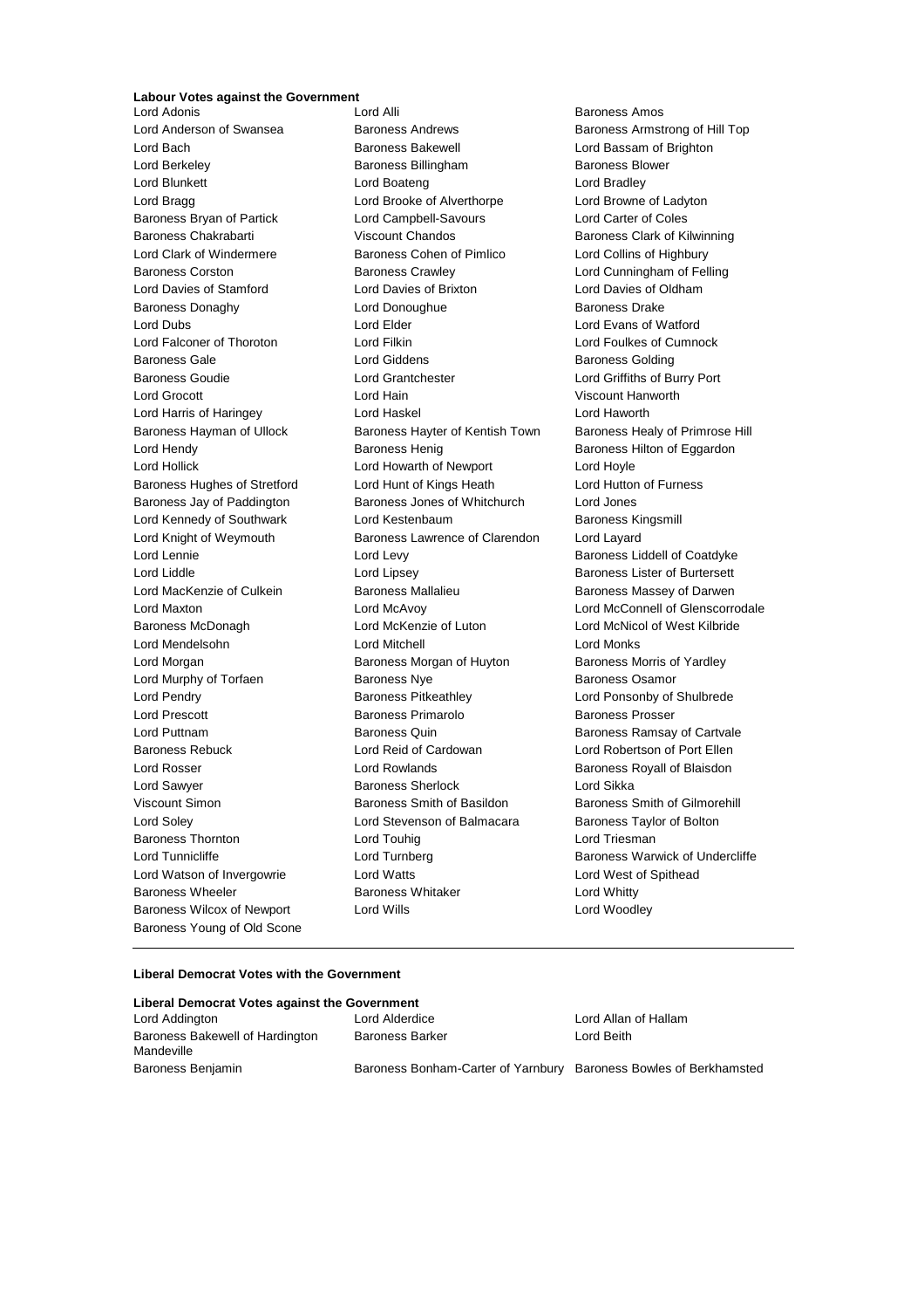**Labour Votes against the Government**

Lord Adonis
Lord Alli
Baroness Amos
Lord Anderson of Swansea
Baroness Andrews
Baroness Armstrong of Hill Top
Lord Bach
Baroness Bakewell
Lord Bassam of Brighton
Lord Berkeley
Baroness Billingham
Baroness Blower
Lord Blunkett
Lord Boateng
Lord Bradley
Lord Bragg
Lord Brooke of Alverthorpe
Lord Browne of Ladyton
Baroness Bryan of Partick
Lord Campbell-Savours
Lord Carter of Coles
Baroness Chakrabarti
Viscount Chandos
Baroness Clark of Kilwinning
Lord Clark of Windermere
Baroness Cohen of Pimlico
Lord Collins of Highbury
Baroness Corston
Baroness Crawley
Lord Cunningham of Felling
Lord Davies of Stamford
Lord Davies of Brixton
Lord Davies of Oldham
Baroness Donaghy
Lord Donoughue
Baroness Drake
Lord Dubs
Lord Elder
Lord Evans of Watford
Lord Falconer of Thoroton
Lord Filkin
Lord Foulkes of Cumnock
Baroness Gale
Lord Giddens
Baroness Golding
Baroness Goudie
Lord Grantchester
Lord Griffiths of Burry Port
Lord Grocott
Lord Hain
Viscount Hanworth
Lord Harris of Haringey
Lord Haskel
Lord Haworth
Baroness Hayman of Ullock
Baroness Hayter of Kentish Town
Baroness Healy of Primrose Hill
Lord Hendy
Baroness Henig
Baroness Hilton of Eggardon
Lord Hollick
Lord Howarth of Newport
Lord Hoyle
Baroness Hughes of Stretford
Lord Hunt of Kings Heath
Lord Hutton of Furness
Baroness Jay of Paddington
Baroness Jones of Whitchurch
Lord Jones
Lord Kennedy of Southwark
Lord Kestenbaum
Baroness Kingsmill
Lord Knight of Weymouth
Baroness Lawrence of Clarendon
Lord Layard
Lord Lennie
Lord Levy
Baroness Liddell of Coatdyke
Lord Liddle
Lord Lipsey
Baroness Lister of Burtersett
Lord MacKenzie of Culkein
Baroness Mallalieu
Baroness Massey of Darwen
Lord Maxton
Lord McAvoy
Lord McConnell of Glenscorrodale
Baroness McDonagh
Lord McKenzie of Luton
Lord McNicol of West Kilbride
Lord Mendelsohn
Lord Mitchell
Lord Monks
Lord Morgan
Baroness Morgan of Huyton
Baroness Morris of Yardley
Lord Murphy of Torfaen
Baroness Nye
Baroness Osamor
Lord Pendry
Baroness Pitkeathley
Lord Ponsonby of Shulbrede
Lord Prescott
Baroness Primarolo
Baroness Prosser
Lord Puttnam
Baroness Quin
Baroness Ramsay of Cartvale
Baroness Rebuck
Lord Reid of Cardowan
Lord Robertson of Port Ellen
Lord Rosser
Lord Rowlands
Baroness Royall of Blaisdon
Lord Sawyer
Baroness Sherlock
Lord Sikka
Viscount Simon
Baroness Smith of Basildon
Baroness Smith of Gilmorehill
Lord Soley
Lord Stevenson of Balmacara
Baroness Taylor of Bolton
Baroness Thornton
Lord Touhig
Lord Triesman
Lord Tunnicliffe
Lord Turnberg
Baroness Warwick of Undercliffe
Lord Watson of Invergowrie
Lord Watts
Lord West of Spithead
Baroness Wheeler
Baroness Whitaker
Lord Whitty
Baroness Wilcox of Newport
Lord Wills
Lord Woodley
Baroness Young of Old Scone

---

**Liberal Democrat Votes with the Government**

**Liberal Democrat Votes against the Government**

Lord Addington
Lord Alderdice
Lord Allan of Hallam
Baroness Bakewell of Hardington Mandeville
Baroness Barker
Lord Beith
Baroness Benjamin
Baroness Bonham-Carter of Yarnbury
Baroness Bowles of Berkhamsted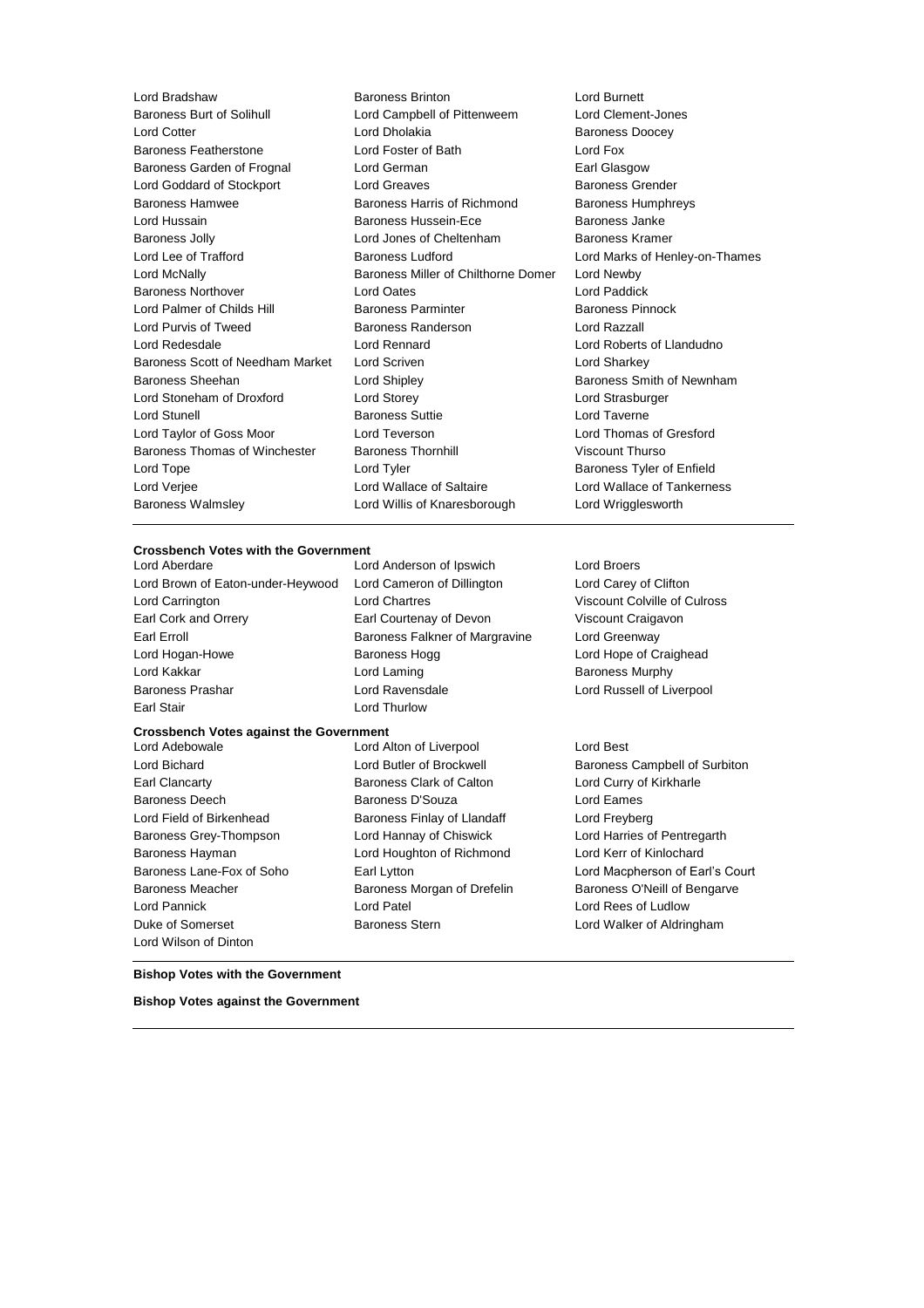Lord Bradshaw
Baroness Brinton
Lord Burnett
Baroness Burt of Solihull
Lord Campbell of Pittenweem
Lord Clement-Jones
Lord Cotter
Lord Dholakia
Baroness Doocey
Baroness Featherstone
Lord Foster of Bath
Lord Fox
Baroness Garden of Frognal
Lord German
Earl Glasgow
Lord Goddard of Stockport
Lord Greaves
Baroness Grender
Baroness Hamwee
Baroness Harris of Richmond
Baroness Humphreys
Lord Hussain
Baroness Hussein-Ece
Baroness Janke
Baroness Jolly
Lord Jones of Cheltenham
Baroness Kramer
Lord Lee of Trafford
Baroness Ludford
Lord Marks of Henley-on-Thames
Lord McNally
Baroness Miller of Chilthorne Domer
Lord Newby
Baroness Northover
Lord Oates
Lord Paddick
Lord Palmer of Childs Hill
Baroness Parminter
Baroness Pinnock
Lord Purvis of Tweed
Baroness Randerson
Lord Razzall
Lord Redesdale
Lord Rennard
Lord Roberts of Llandudno
Baroness Scott of Needham Market
Lord Scriven
Lord Sharkey
Baroness Sheehan
Lord Shipley
Baroness Smith of Newnham
Lord Stoneham of Droxford
Lord Storey
Lord Strasburger
Lord Stunell
Baroness Suttie
Lord Taverne
Lord Taylor of Goss Moor
Lord Teverson
Lord Thomas of Gresford
Baroness Thomas of Winchester
Baroness Thornhill
Viscount Thurso
Lord Tope
Lord Tyler
Baroness Tyler of Enfield
Lord Verjee
Lord Wallace of Saltaire
Lord Wallace of Tankerness
Baroness Walmsley
Lord Willis of Knaresborough
Lord Wrigglesworth

---

**Crossbench Votes with the Government**

Lord Aberdare
Lord Anderson of Ipswich
Lord Broers
Lord Brown of Eaton-under-Heywood
Lord Cameron of Dillington
Lord Carey of Clifton
Lord Carrington
Lord Chartres
Viscount Colville of Culross
Earl Cork and Orrery
Earl Courtenay of Devon
Viscount Craigavon
Earl Erroll
Baroness Falkner of Margravine
Lord Greenway
Lord Hogan-Howe
Baroness Hogg
Lord Hope of Craighead
Lord Kakkar
Lord Laming
Baroness Murphy
Baroness Prashar
Lord Ravensdale
Lord Russell of Liverpool
Earl Stair
Lord Thurlow

**Crossbench Votes against the Government**

Lord Adebowale
Lord Alton of Liverpool
Lord Best
Lord Bichard
Lord Butler of Brockwell
Baroness Campbell of Surbiton
Earl Clancarty
Baroness Clark of Calton
Lord Curry of Kirkharle
Baroness Deech
Baroness D'Souza
Lord Eames
Lord Field of Birkenhead
Baroness Finlay of Llandaff
Lord Freyberg
Baroness Grey-Thompson
Lord Hannay of Chiswick
Lord Harries of Pentregarth
Baroness Hayman
Lord Houghton of Richmond
Lord Kerr of Kinlochard
Baroness Lane-Fox of Soho
Earl Lytton
Lord Macpherson of Earl's Court
Baroness Meacher
Baroness Morgan of Drefelin
Baroness O'Neill of Bengarve
Lord Pannick
Lord Patel
Lord Rees of Ludlow
Duke of Somerset
Baroness Stern
Lord Walker of Aldringham
Lord Wilson of Dinton

---

**Bishop Votes with the Government**

**Bishop Votes against the Government**

---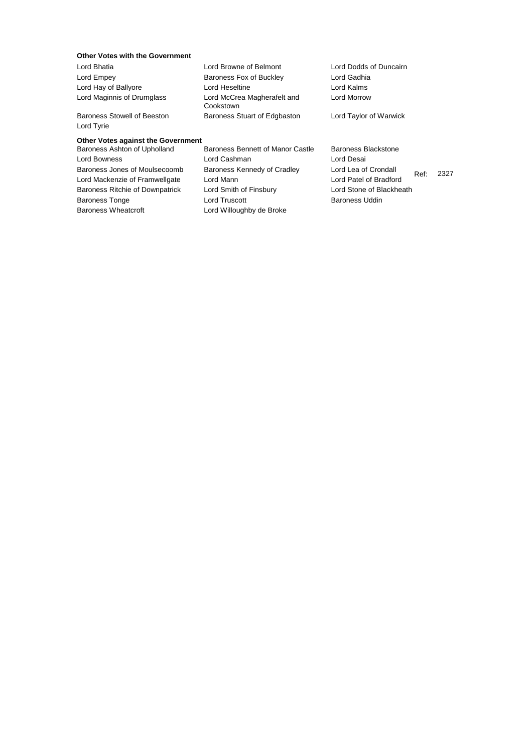**Other Votes with the Government**

Lord Bhatia
Lord Browne of Belmont
Lord Dodds of Duncairn
Lord Empey
Baroness Fox of Buckley
Lord Gadhia
Lord Hay of Ballyore
Lord Heseltine
Lord Kalms
Lord Maginnis of Drumglass
Lord McCrea Magherafelt and Cookstown
Lord Morrow
Baroness Stowell of Beeston
Baroness Stuart of Edgbaston
Lord Taylor of Warwick
Lord Tyrie

**Other Votes against the Government**

Baroness Ashton of Upholland
Baroness Bennett of Manor Castle
Baroness Blackstone
Lord Bowness
Lord Cashman
Lord Desai
Baroness Jones of Moulsecoomb
Baroness Kennedy of Cradley
Lord Lea of Crondall
Lord Mackenzie of Framwellgate
Lord Mann
Lord Patel of Bradford
Baroness Ritchie of Downpatrick
Lord Smith of Finsbury
Lord Stone of Blackheath
Baroness Tonge
Lord Truscott
Baroness Uddin
Baroness Wheatcroft
Lord Willoughby de Broke

Ref: 2327